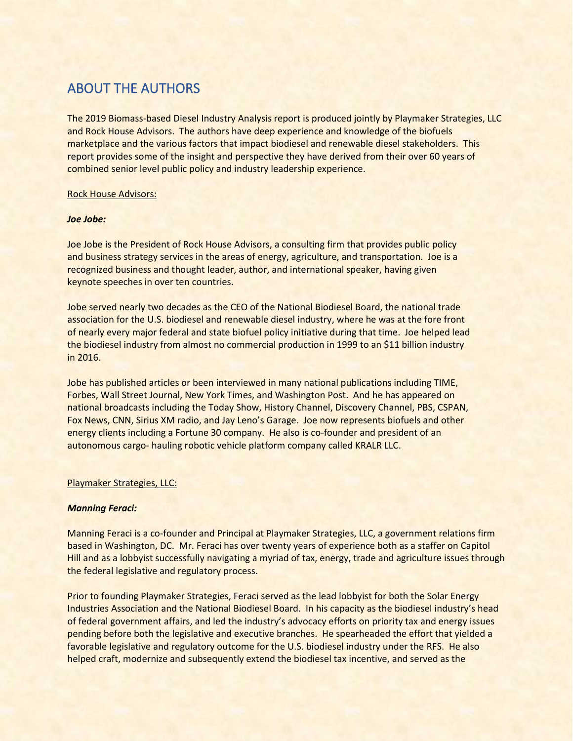# ABOUT THE AUTHORS

The 2019 Biomass-based Diesel Industry Analysis report is produced jointly by Playmaker Strategies, LLC and Rock House Advisors. The authors have deep experience and knowledge of the biofuels marketplace and the various factors that impact biodiesel and renewable diesel stakeholders. This report provides some of the insight and perspective they have derived from their over 60 years of combined senior level public policy and industry leadership experience.

Rock House Advisors:

***Joe Jobe:***

Joe Jobe is the President of Rock House Advisors, a consulting firm that provides public policy and business strategy services in the areas of energy, agriculture, and transportation. Joe is a recognized business and thought leader, author, and international speaker, having given keynote speeches in over ten countries.

Jobe served nearly two decades as the CEO of the National Biodiesel Board, the national trade association for the U.S. biodiesel and renewable diesel industry, where he was at the fore front of nearly every major federal and state biofuel policy initiative during that time. Joe helped lead the biodiesel industry from almost no commercial production in 1999 to an $11 billion industry in 2016.

Jobe has published articles or been interviewed in many national publications including TIME, Forbes, Wall Street Journal, New York Times, and Washington Post. And he has appeared on national broadcasts including the Today Show, History Channel, Discovery Channel, PBS, CSPAN, Fox News, CNN, Sirius XM radio, and Jay Leno's Garage. Joe now represents biofuels and other energy clients including a Fortune 30 company. He also is co-founder and president of an autonomous cargo- hauling robotic vehicle platform company called KRALR LLC.

Playmaker Strategies, LLC:

***Manning Feraci:***

Manning Feraci is a co-founder and Principal at Playmaker Strategies, LLC, a government relations firm based in Washington, DC. Mr. Feraci has over twenty years of experience both as a staffer on Capitol Hill and as a lobbyist successfully navigating a myriad of tax, energy, trade and agriculture issues through the federal legislative and regulatory process.

Prior to founding Playmaker Strategies, Feraci served as the lead lobbyist for both the Solar Energy Industries Association and the National Biodiesel Board. In his capacity as the biodiesel industry's head of federal government affairs, and led the industry's advocacy efforts on priority tax and energy issues pending before both the legislative and executive branches. He spearheaded the effort that yielded a favorable legislative and regulatory outcome for the U.S. biodiesel industry under the RFS. He also helped craft, modernize and subsequently extend the biodiesel tax incentive, and served as the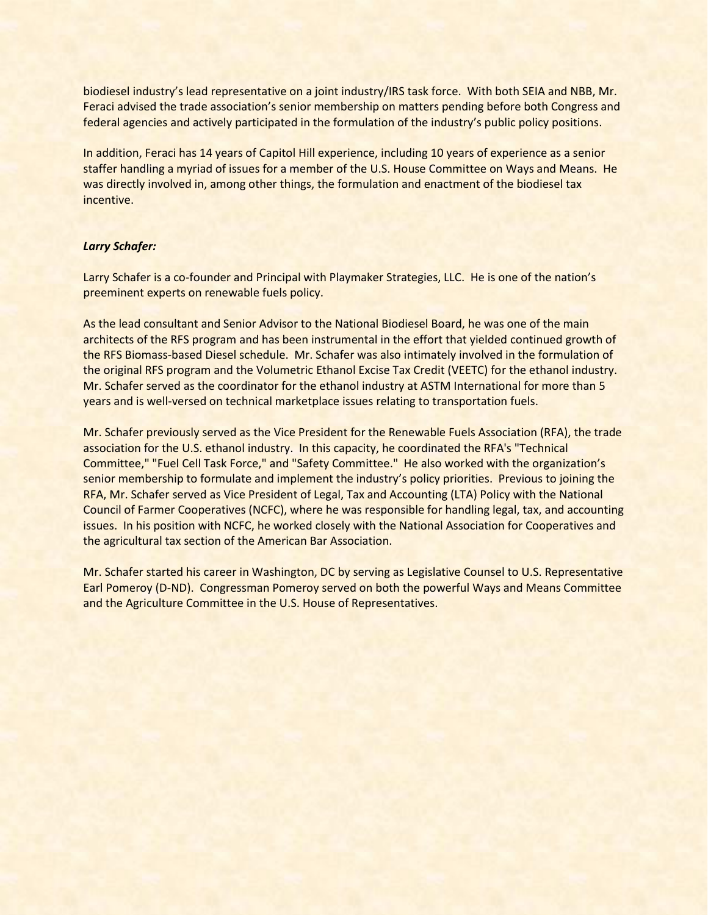biodiesel industry's lead representative on a joint industry/IRS task force. With both SEIA and NBB, Mr. Feraci advised the trade association's senior membership on matters pending before both Congress and federal agencies and actively participated in the formulation of the industry's public policy positions.

In addition, Feraci has 14 years of Capitol Hill experience, including 10 years of experience as a senior staffer handling a myriad of issues for a member of the U.S. House Committee on Ways and Means. He was directly involved in, among other things, the formulation and enactment of the biodiesel tax incentive.

***Larry Schafer:***

Larry Schafer is a co-founder and Principal with Playmaker Strategies, LLC. He is one of the nation's preeminent experts on renewable fuels policy.

As the lead consultant and Senior Advisor to the National Biodiesel Board, he was one of the main architects of the RFS program and has been instrumental in the effort that yielded continued growth of the RFS Biomass-based Diesel schedule. Mr. Schafer was also intimately involved in the formulation of the original RFS program and the Volumetric Ethanol Excise Tax Credit (VEETC) for the ethanol industry. Mr. Schafer served as the coordinator for the ethanol industry at ASTM International for more than 5 years and is well-versed on technical marketplace issues relating to transportation fuels.

Mr. Schafer previously served as the Vice President for the Renewable Fuels Association (RFA), the trade association for the U.S. ethanol industry. In this capacity, he coordinated the RFA's "Technical Committee," "Fuel Cell Task Force," and "Safety Committee." He also worked with the organization's senior membership to formulate and implement the industry's policy priorities. Previous to joining the RFA, Mr. Schafer served as Vice President of Legal, Tax and Accounting (LTA) Policy with the National Council of Farmer Cooperatives (NCFC), where he was responsible for handling legal, tax, and accounting issues. In his position with NCFC, he worked closely with the National Association for Cooperatives and the agricultural tax section of the American Bar Association.

Mr. Schafer started his career in Washington, DC by serving as Legislative Counsel to U.S. Representative Earl Pomeroy (D-ND). Congressman Pomeroy served on both the powerful Ways and Means Committee and the Agriculture Committee in the U.S. House of Representatives.